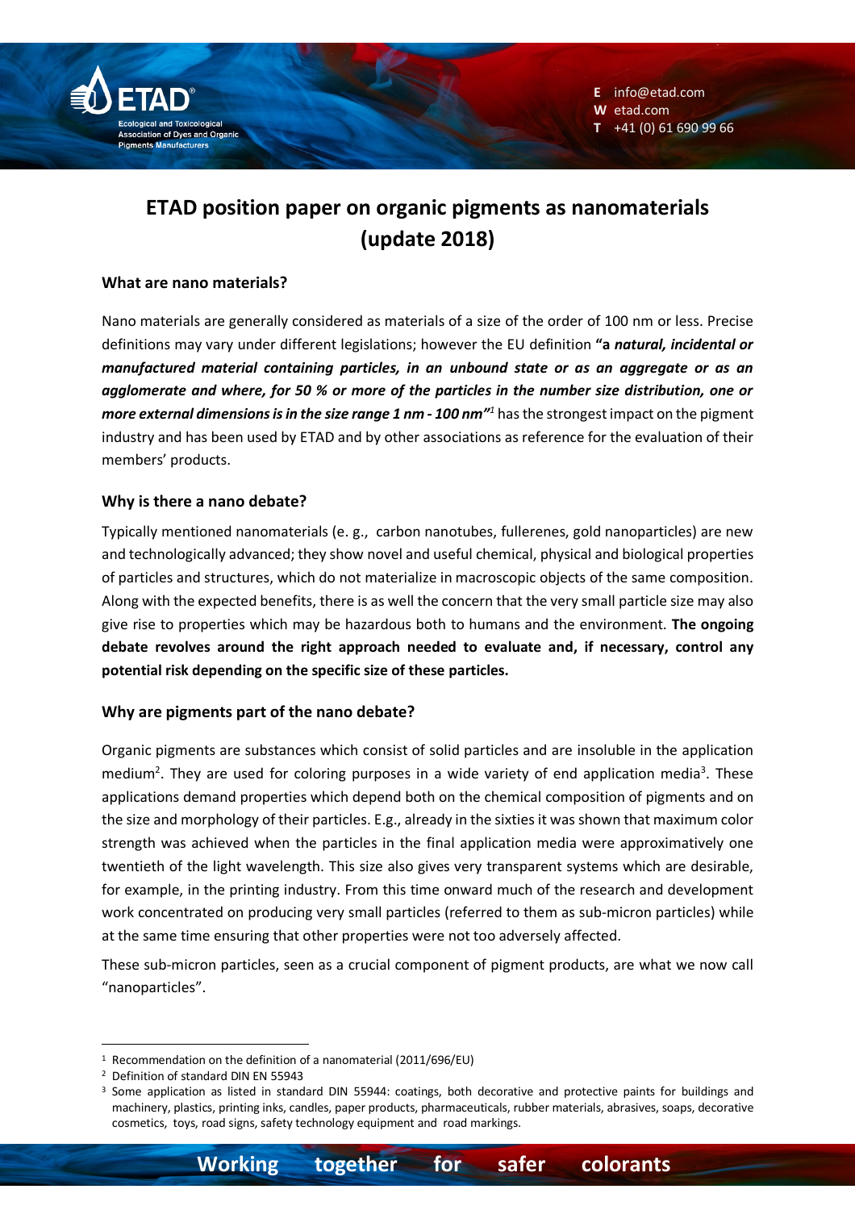# ETAD position paper on organic pigments as nanomaterials (update 2018)

## What are nano materials?

Nano materials are generally considered as materials of a size of the order of 100 nm or less. Precise definitions may vary under different legislations; however the EU definition **"a *natural, incidental or manufactured material containing particles, in an unbound state or as an aggregate or as an agglomerate and where, for 50 % or more of the particles in the number size distribution, one or more external dimensions is in the size range 1 nm - 100 nm*"**[1] has the strongest impact on the pigment industry and has been used by ETAD and by other associations as reference for the evaluation of their members' products.

## Why is there a nano debate?

Typically mentioned nanomaterials (e. g., carbon nanotubes, fullerenes, gold nanoparticles) are new and technologically advanced; they show novel and useful chemical, physical and biological properties of particles and structures, which do not materialize in macroscopic objects of the same composition. Along with the expected benefits, there is as well the concern that the very small particle size may also give rise to properties which may be hazardous both to humans and the environment. **The ongoing debate revolves around the right approach needed to evaluate and, if necessary, control any potential risk depending on the specific size of these particles.**

## Why are pigments part of the nano debate?

Organic pigments are substances which consist of solid particles and are insoluble in the application medium[2]. They are used for coloring purposes in a wide variety of end application media[3]. These applications demand properties which depend both on the chemical composition of pigments and on the size and morphology of their particles. E.g., already in the sixties it was shown that maximum color strength was achieved when the particles in the final application media were approximatively one twentieth of the light wavelength. This size also gives very transparent systems which are desirable, for example, in the printing industry. From this time onward much of the research and development work concentrated on producing very small particles (referred to them as sub-micron particles) while at the same time ensuring that other properties were not too adversely affected.

These sub-micron particles, seen as a crucial component of pigment products, are what we now call "nanoparticles".

---

[1] Recommendation on the definition of a nanomaterial (2011/696/EU)

[2] Definition of standard DIN EN 55943

[3] Some application as listed in standard DIN 55944: coatings, both decorative and protective paints for buildings and machinery, plastics, printing inks, candles, paper products, pharmaceuticals, rubber materials, abrasives, soaps, decorative cosmetics, toys, road signs, safety technology equipment and road markings.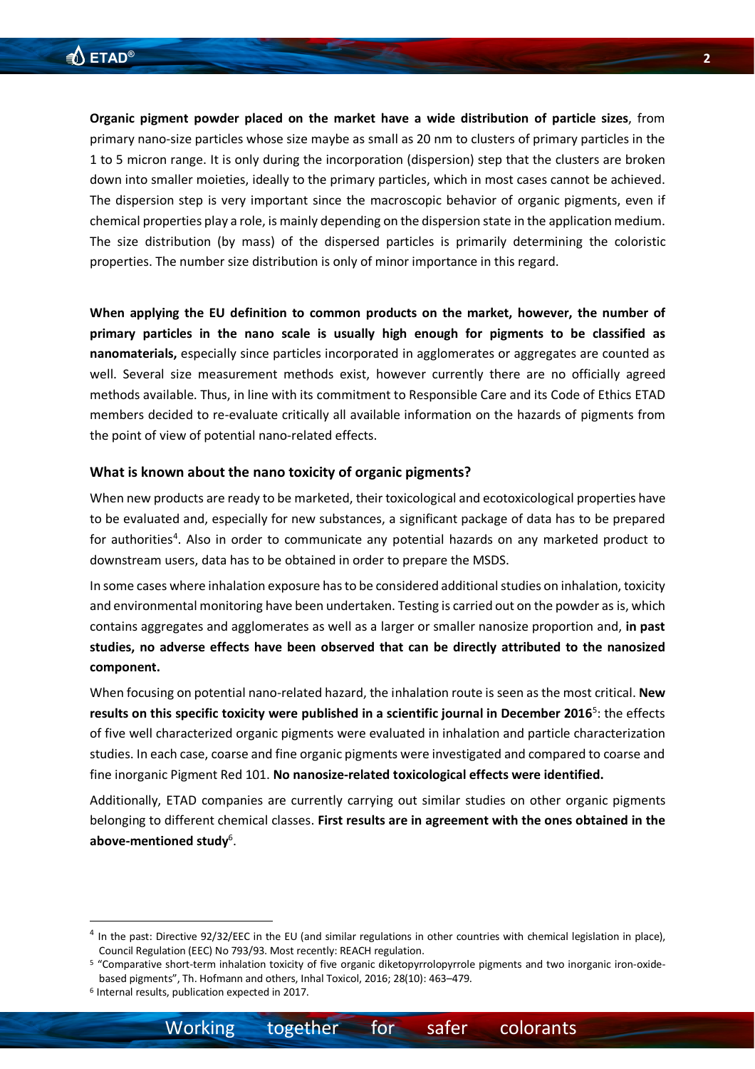**Organic pigment powder placed on the market have a wide distribution of particle sizes**, from primary nano-size particles whose size maybe as small as 20 nm to clusters of primary particles in the 1 to 5 micron range. It is only during the incorporation (dispersion) step that the clusters are broken down into smaller moieties, ideally to the primary particles, which in most cases cannot be achieved. The dispersion step is very important since the macroscopic behavior of organic pigments, even if chemical properties play a role, is mainly depending on the dispersion state in the application medium. The size distribution (by mass) of the dispersed particles is primarily determining the coloristic properties. The number size distribution is only of minor importance in this regard.

**When applying the EU definition to common products on the market, however, the number of primary particles in the nano scale is usually high enough for pigments to be classified as nanomaterials,** especially since particles incorporated in agglomerates or aggregates are counted as well. Several size measurement methods exist, however currently there are no officially agreed methods available. Thus, in line with its commitment to Responsible Care and its Code of Ethics ETAD members decided to re-evaluate critically all available information on the hazards of pigments from the point of view of potential nano-related effects.

### What is known about the nano toxicity of organic pigments?

When new products are ready to be marketed, their toxicological and ecotoxicological properties have to be evaluated and, especially for new substances, a significant package of data has to be prepared for authorities[4]. Also in order to communicate any potential hazards on any marketed product to downstream users, data has to be obtained in order to prepare the MSDS.

In some cases where inhalation exposure has to be considered additional studies on inhalation, toxicity and environmental monitoring have been undertaken. Testing is carried out on the powder as is, which contains aggregates and agglomerates as well as a larger or smaller nanosize proportion and, **in past studies, no adverse effects have been observed that can be directly attributed to the nanosized component.**

When focusing on potential nano-related hazard, the inhalation route is seen as the most critical. **New results on this specific toxicity were published in a scientific journal in December 2016**[5]: the effects of five well characterized organic pigments were evaluated in inhalation and particle characterization studies. In each case, coarse and fine organic pigments were investigated and compared to coarse and fine inorganic Pigment Red 101. **No nanosize-related toxicological effects were identified.**

Additionally, ETAD companies are currently carrying out similar studies on other organic pigments belonging to different chemical classes. **First results are in agreement with the ones obtained in the above-mentioned study**[6].

---

[4] In the past: Directive 92/32/EEC in the EU (and similar regulations in other countries with chemical legislation in place), Council Regulation (EEC) No 793/93. Most recently: REACH regulation.

[5] "Comparative short-term inhalation toxicity of five organic diketopyrrolopyrrole pigments and two inorganic iron-oxide-based pigments", Th. Hofmann and others, Inhal Toxicol, 2016; 28(10): 463–479.

[6] Internal results, publication expected in 2017.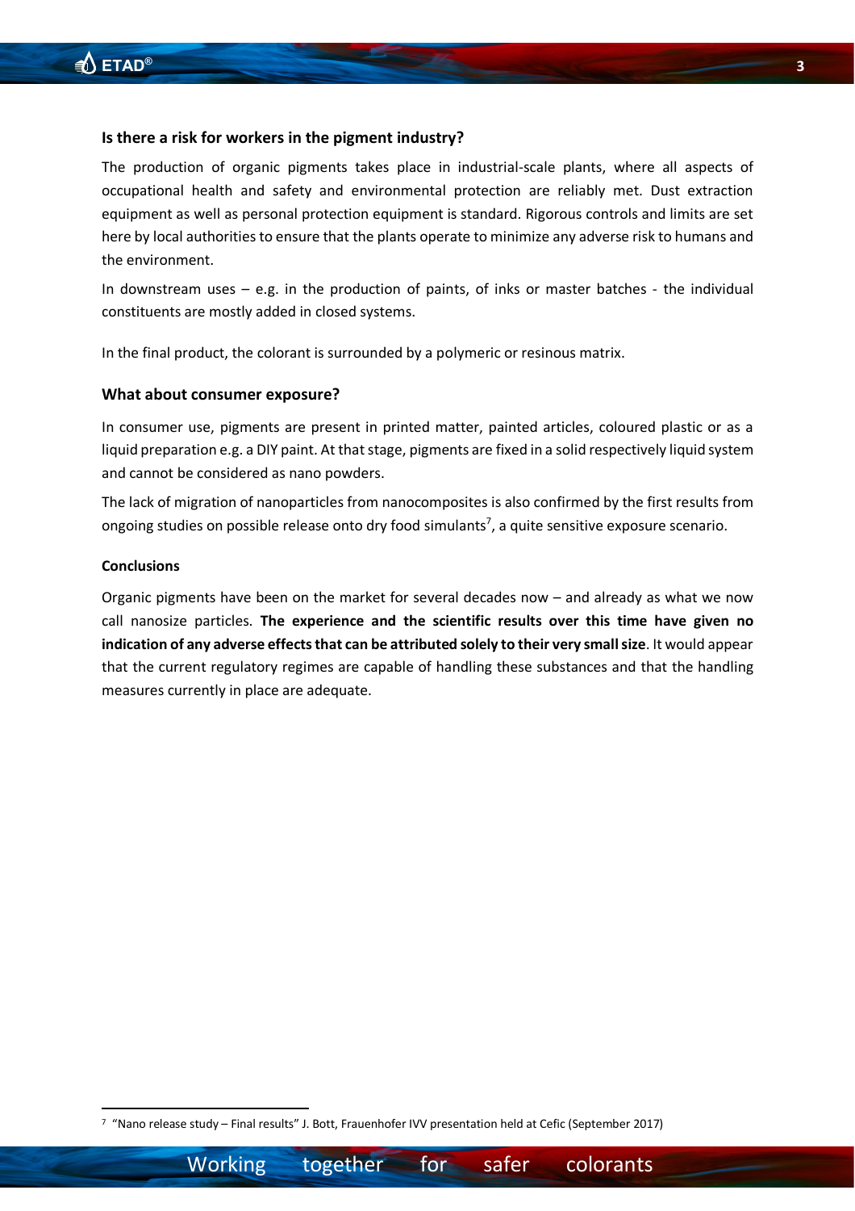### Is there a risk for workers in the pigment industry?

The production of organic pigments takes place in industrial-scale plants, where all aspects of occupational health and safety and environmental protection are reliably met. Dust extraction equipment as well as personal protection equipment is standard. Rigorous controls and limits are set here by local authorities to ensure that the plants operate to minimize any adverse risk to humans and the environment.

In downstream uses – e.g. in the production of paints, of inks or master batches - the individual constituents are mostly added in closed systems.

In the final product, the colorant is surrounded by a polymeric or resinous matrix.

### What about consumer exposure?

In consumer use, pigments are present in printed matter, painted articles, coloured plastic or as a liquid preparation e.g. a DIY paint. At that stage, pigments are fixed in a solid respectively liquid system and cannot be considered as nano powders.

The lack of migration of nanoparticles from nanocomposites is also confirmed by the first results from ongoing studies on possible release onto dry food simulants[7], a quite sensitive exposure scenario.

### Conclusions

Organic pigments have been on the market for several decades now – and already as what we now call nanosize particles. **The experience and the scientific results over this time have given no indication of any adverse effects that can be attributed solely to their very small size**. It would appear that the current regulatory regimes are capable of handling these substances and that the handling measures currently in place are adequate.

---

[7] "Nano release study – Final results" J. Bott, Frauenhofer IVV presentation held at Cefic (September 2017)